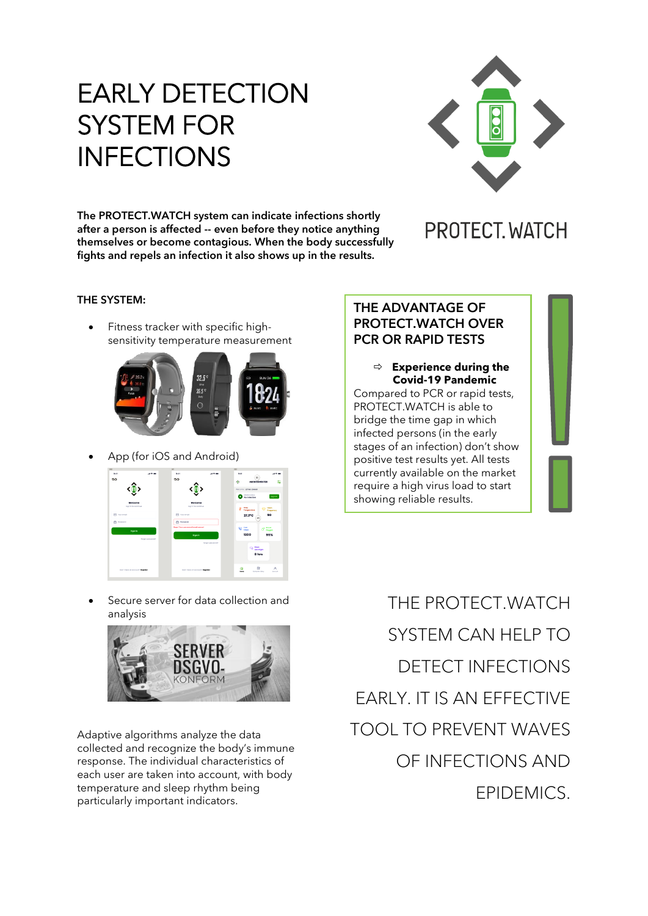# EARLY DETECTION SYSTEM FOR INFECTIONS

PROTECT.WATCH

**The PROTECT.WATCH system can indicate infections shortly after a person is affected -- even before they notice anything themselves or become contagious. When the body successfully fights and repels an infection it also shows up in the results.**

**THE SYSTEM:**

- Fitness tracker with specific high-sensitivity temperature measurement
- App (for iOS and Android)
- Secure server for data collection and analysis

Adaptive algorithms analyze the data collected and recognize the body's immune response. The individual characteristics of each user are taken into account, with body temperature and sleep rhythm being particularly important indicators.

**THE ADVANTAGE OF PROTECT.WATCH OVER PCR OR RAPID TESTS**

⇨ **Experience during the Covid-19 Pandemic**

Compared to PCR or rapid tests, PROTECT.WATCH is able to bridge the time gap in which infected persons (in the early stages of an infection) don't show positive test results yet. All tests currently available on the market require a high virus load to start showing reliable results.

THE PROTECT.WATCH SYSTEM CAN HELP TO DETECT INFECTIONS EARLY. IT IS AN EFFECTIVE TOOL TO PREVENT WAVES OF INFECTIONS AND EPIDEMICS.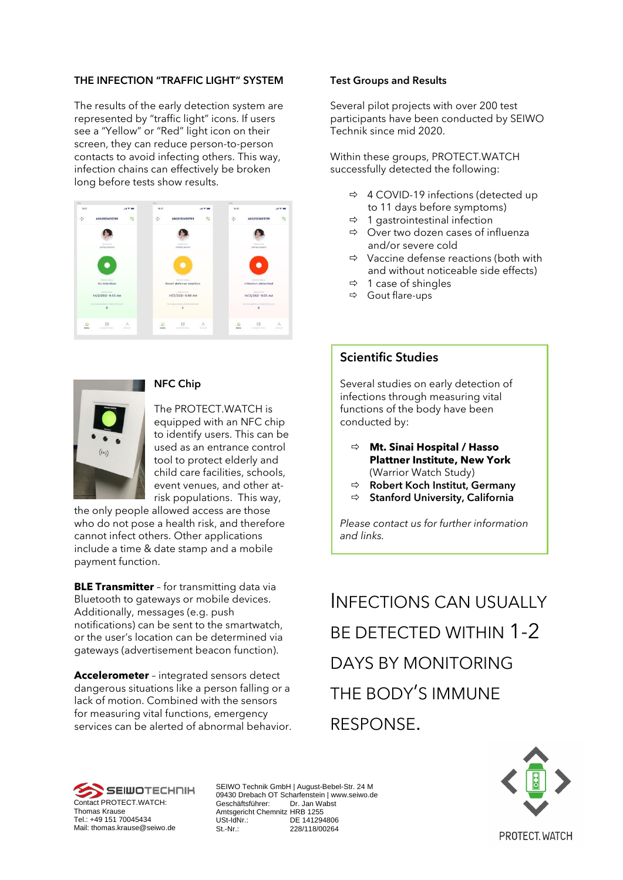## THE INFECTION "TRAFFIC LIGHT" SYSTEM

The results of the early detection system are represented by "traffic light" icons. If users see a "Yellow" or "Red" light icon on their screen, they can reduce person-to-person contacts to avoid infecting others. This way, infection chains can effectively be broken long before tests show results.

## NFC Chip

The PROTECT.WATCH is equipped with an NFC chip to identify users. This can be used as an entrance control tool to protect elderly and child care facilities, schools, event venues, and other at-risk populations. This way, the only people allowed access are those who do not pose a health risk, and therefore cannot infect others. Other applications include a time & date stamp and a mobile payment function.

**BLE Transmitter** – for transmitting data via Bluetooth to gateways or mobile devices. Additionally, messages (e.g. push notifications) can be sent to the smartwatch, or the user's location can be determined via gateways (advertisement beacon function).

**Accelerometer** – integrated sensors detect dangerous situations like a person falling or a lack of motion. Combined with the sensors for measuring vital functions, emergency services can be alerted of abnormal behavior.

## Test Groups and Results

Several pilot projects with over 200 test participants have been conducted by SEIWO Technik since mid 2020.

Within these groups, PROTECT.WATCH successfully detected the following:

- 4 COVID-19 infections (detected up to 11 days before symptoms)
- 1 gastrointestinal infection
- Over two dozen cases of influenza and/or severe cold
- Vaccine defense reactions (both with and without noticeable side effects)
- 1 case of shingles
- Gout flare-ups

## Scientific Studies

Several studies on early detection of infections through measuring vital functions of the body have been conducted by:

- **Mt. Sinai Hospital / Hasso Plattner Institute, New York** (Warrior Watch Study)
- **Robert Koch Institut, Germany**
- **Stanford University, California**

*Please contact us for further information and links.*

# INFECTIONS CAN USUALLY BE DETECTED WITHIN 1-2 DAYS BY MONITORING THE BODY'S IMMUNE RESPONSE.

SEIWOTECHNIK
Contact PROTECT.WATCH:
Thomas Krause
Tel.: +49 151 70045434
Mail: thomas.krause@seiwo.de

SEIWO Technik GmbH | August-Bebel-Str. 24 M
09430 Drebach OT Scharfenstein | www.seiwo.de
Geschäftsführer: Dr. Jan Wabst
Amtsgericht Chemnitz HRB 1255
USt-IdNr.: DE 141294806
St.-Nr.: 228/118/00264

PROTECT.WATCH